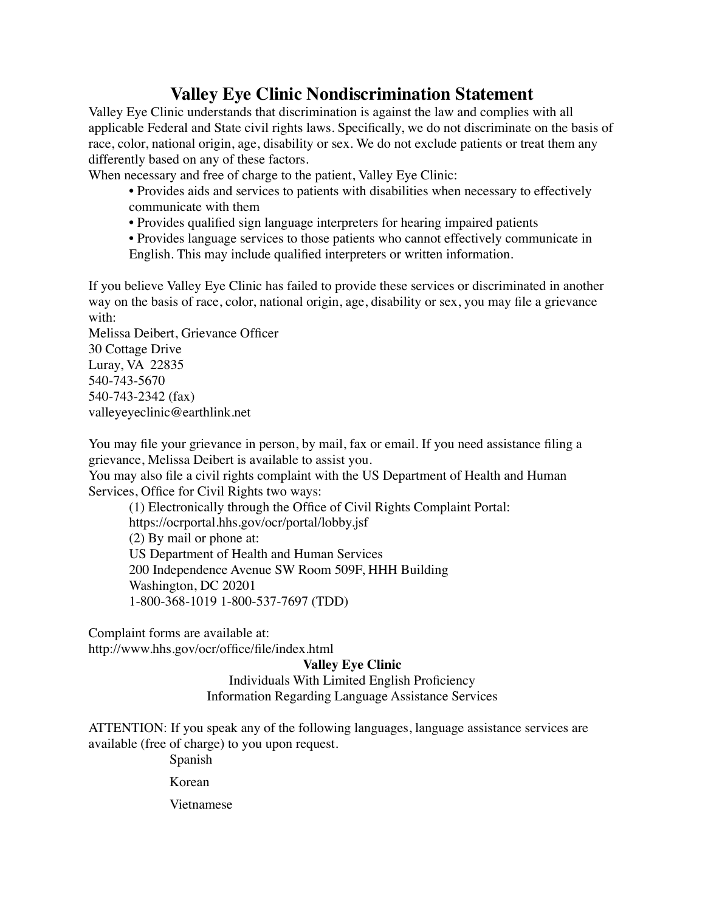# Valley Eye Clinic Nondiscrimination Statement

Valley Eye Clinic understands that discrimination is against the law and complies with all applicable Federal and State civil rights laws. Specifically, we do not discriminate on the basis of race, color, national origin, age, disability or sex. We do not exclude patients or treat them any differently based on any of these factors.

When necessary and free of charge to the patient, Valley Eye Clinic:

- Provides aids and services to patients with disabilities when necessary to effectively communicate with them
- Provides qualified sign language interpreters for hearing impaired patients
- Provides language services to those patients who cannot effectively communicate in English. This may include qualified interpreters or written information.

If you believe Valley Eye Clinic has failed to provide these services or discriminated in another way on the basis of race, color, national origin, age, disability or sex, you may file a grievance with:

Melissa Deibert, Grievance Officer  
30 Cottage Drive  
Luray, VA 22835  
540-743-5670  
540-743-2342 (fax)  
valleyeyeclinic@earthlink.net

You may file your grievance in person, by mail, fax or email. If you need assistance filing a grievance, Melissa Deibert is available to assist you.

You may also file a civil rights complaint with the US Department of Health and Human Services, Office for Civil Rights two ways:

(1) Electronically through the Office of Civil Rights Complaint Portal:  
https://ocrportal.hhs.gov/ocr/portal/lobby.jsf  
(2) By mail or phone at:  
US Department of Health and Human Services  
200 Independence Avenue SW Room 509F, HHH Building  
Washington, DC 20201  
1-800-368-1019 1-800-537-7697 (TDD)

Complaint forms are available at:  
http://www.hhs.gov/ocr/office/file/index.html

**Valley Eye Clinic**

Individuals With Limited English Proficiency  
Information Regarding Language Assistance Services

ATTENTION: If you speak any of the following languages, language assistance services are available (free of charge) to you upon request.

Spanish

Korean

Vietnamese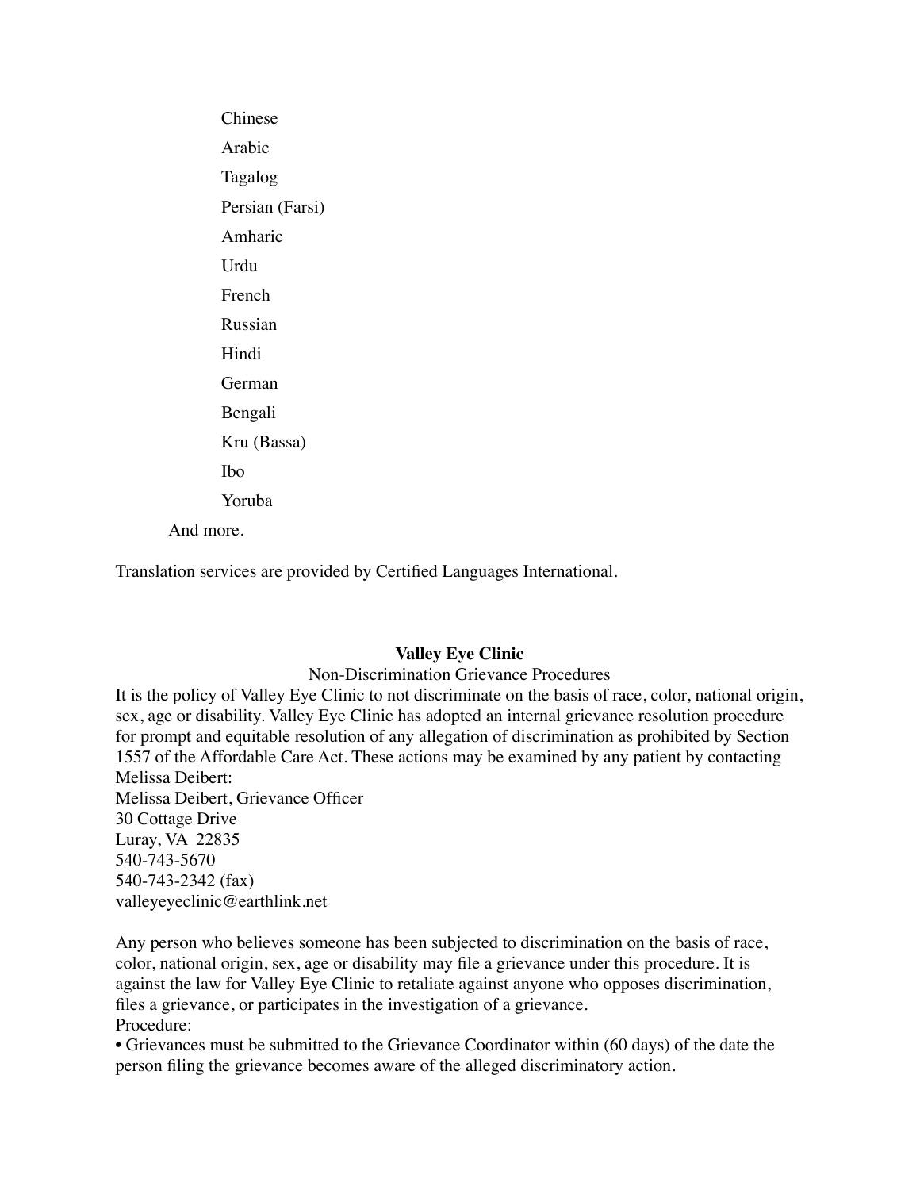- Chinese
- Arabic
- Tagalog
- Persian (Farsi)
- Amharic
- Urdu
- French
- Russian
- Hindi
- German
- Bengali
- Kru (Bassa)
- Ibo
- Yoruba

And more.

Translation services are provided by Certified Languages International.

**Valley Eye Clinic**

Non-Discrimination Grievance Procedures

It is the policy of Valley Eye Clinic to not discriminate on the basis of race, color, national origin, sex, age or disability. Valley Eye Clinic has adopted an internal grievance resolution procedure for prompt and equitable resolution of any allegation of discrimination as prohibited by Section 1557 of the Affordable Care Act. These actions may be examined by any patient by contacting Melissa Deibert:

Melissa Deibert, Grievance Officer
30 Cottage Drive
Luray, VA 22835
540-743-5670
540-743-2342 (fax)
valleyeyeclinic@earthlink.net

Any person who believes someone has been subjected to discrimination on the basis of race, color, national origin, sex, age or disability may file a grievance under this procedure. It is against the law for Valley Eye Clinic to retaliate against anyone who opposes discrimination, files a grievance, or participates in the investigation of a grievance.

Procedure:

• Grievances must be submitted to the Grievance Coordinator within (60 days) of the date the person filing the grievance becomes aware of the alleged discriminatory action.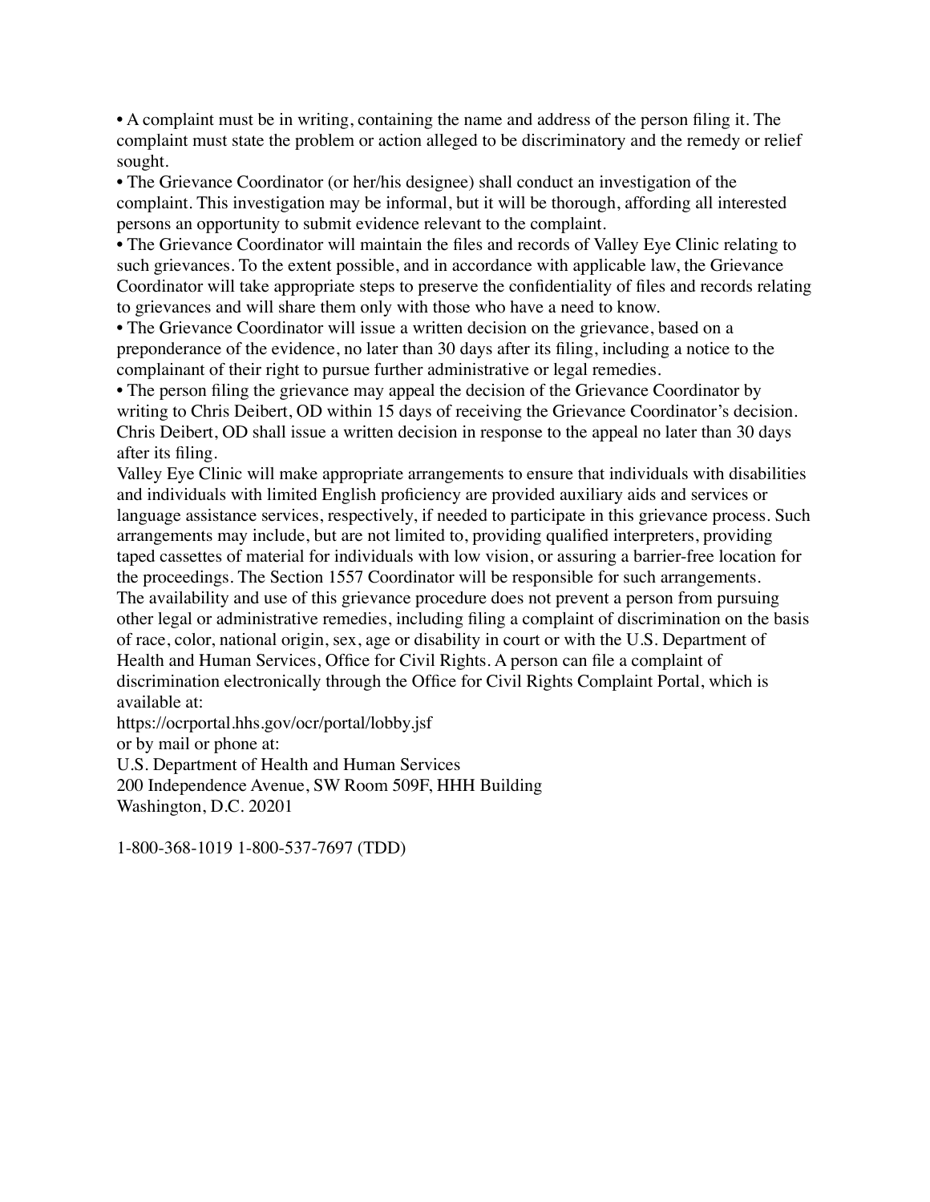- A complaint must be in writing, containing the name and address of the person filing it. The complaint must state the problem or action alleged to be discriminatory and the remedy or relief sought.
- The Grievance Coordinator (or her/his designee) shall conduct an investigation of the complaint. This investigation may be informal, but it will be thorough, affording all interested persons an opportunity to submit evidence relevant to the complaint.
- The Grievance Coordinator will maintain the files and records of Valley Eye Clinic relating to such grievances. To the extent possible, and in accordance with applicable law, the Grievance Coordinator will take appropriate steps to preserve the confidentiality of files and records relating to grievances and will share them only with those who have a need to know.
- The Grievance Coordinator will issue a written decision on the grievance, based on a preponderance of the evidence, no later than 30 days after its filing, including a notice to the complainant of their right to pursue further administrative or legal remedies.
- The person filing the grievance may appeal the decision of the Grievance Coordinator by writing to Chris Deibert, OD within 15 days of receiving the Grievance Coordinator's decision. Chris Deibert, OD shall issue a written decision in response to the appeal no later than 30 days after its filing.

Valley Eye Clinic will make appropriate arrangements to ensure that individuals with disabilities and individuals with limited English proficiency are provided auxiliary aids and services or language assistance services, respectively, if needed to participate in this grievance process. Such arrangements may include, but are not limited to, providing qualified interpreters, providing taped cassettes of material for individuals with low vision, or assuring a barrier-free location for the proceedings. The Section 1557 Coordinator will be responsible for such arrangements.

The availability and use of this grievance procedure does not prevent a person from pursuing other legal or administrative remedies, including filing a complaint of discrimination on the basis of race, color, national origin, sex, age or disability in court or with the U.S. Department of Health and Human Services, Office for Civil Rights. A person can file a complaint of discrimination electronically through the Office for Civil Rights Complaint Portal, which is available at:

https://ocrportal.hhs.gov/ocr/portal/lobby.jsf

or by mail or phone at:

U.S. Department of Health and Human Services  
200 Independence Avenue, SW Room 509F, HHH Building  
Washington, D.C. 20201

1-800-368-1019 1-800-537-7697 (TDD)